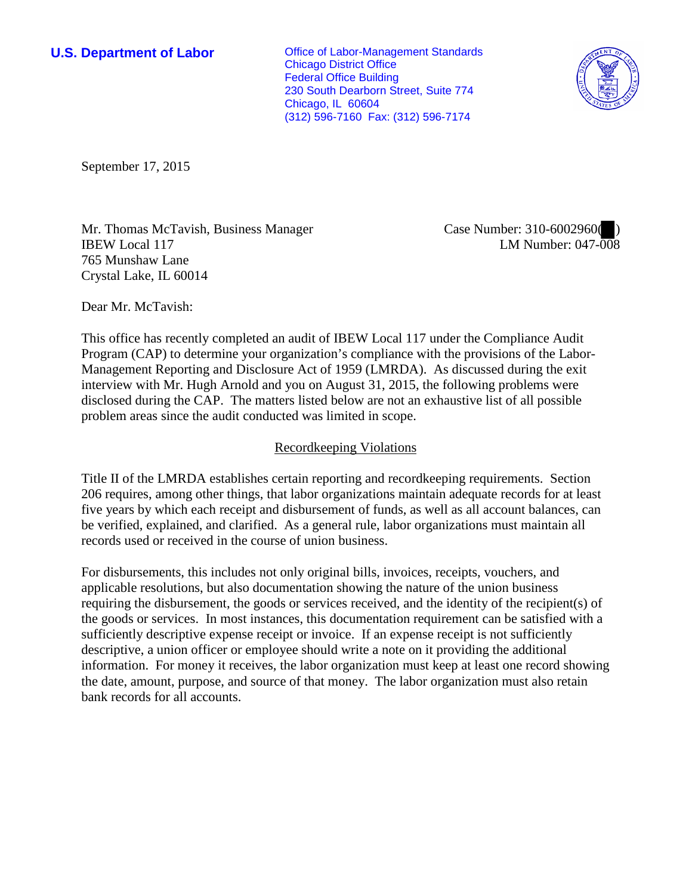**U.S. Department of Labor**

Office of Labor-Management Standards
Chicago District Office
Federal Office Building
230 South Dearborn Street, Suite 774
Chicago, IL 60604
(312) 596-7160 Fax: (312) 596-7174

September 17, 2015

Mr. Thomas McTavish, Business Manager
IBEW Local 117
765 Munshaw Lane
Crystal Lake, IL 60014

Case Number: 310-6002960( )
LM Number: 047-008

Dear Mr. McTavish:

This office has recently completed an audit of IBEW Local 117 under the Compliance Audit Program (CAP) to determine your organization's compliance with the provisions of the Labor-Management Reporting and Disclosure Act of 1959 (LMRDA). As discussed during the exit interview with Mr. Hugh Arnold and you on August 31, 2015, the following problems were disclosed during the CAP. The matters listed below are not an exhaustive list of all possible problem areas since the audit conducted was limited in scope.

## Recordkeeping Violations

Title II of the LMRDA establishes certain reporting and recordkeeping requirements. Section 206 requires, among other things, that labor organizations maintain adequate records for at least five years by which each receipt and disbursement of funds, as well as all account balances, can be verified, explained, and clarified. As a general rule, labor organizations must maintain all records used or received in the course of union business.

For disbursements, this includes not only original bills, invoices, receipts, vouchers, and applicable resolutions, but also documentation showing the nature of the union business requiring the disbursement, the goods or services received, and the identity of the recipient(s) of the goods or services. In most instances, this documentation requirement can be satisfied with a sufficiently descriptive expense receipt or invoice. If an expense receipt is not sufficiently descriptive, a union officer or employee should write a note on it providing the additional information. For money it receives, the labor organization must keep at least one record showing the date, amount, purpose, and source of that money. The labor organization must also retain bank records for all accounts.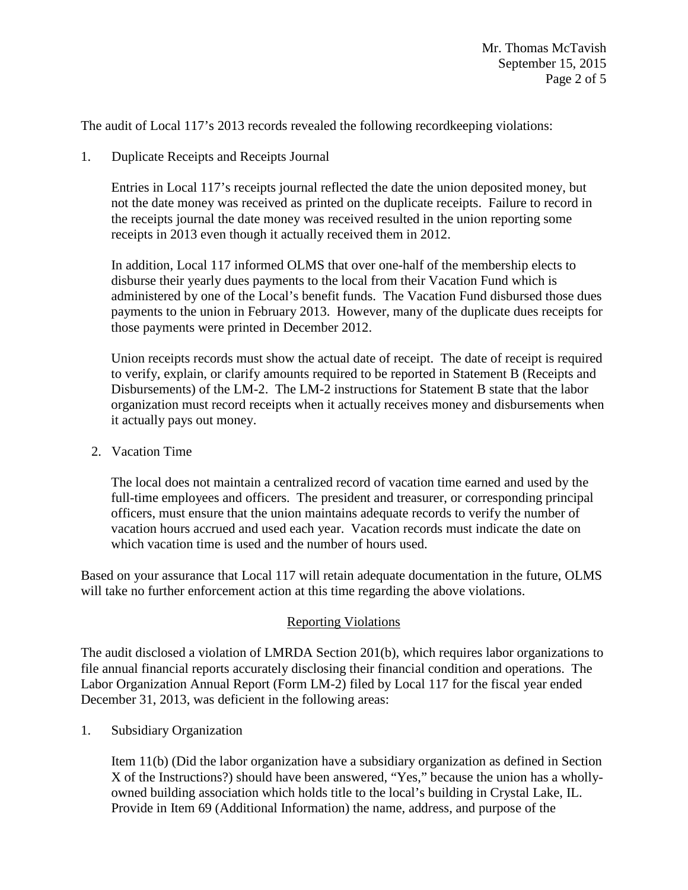The audit of Local 117's 2013 records revealed the following recordkeeping violations:

1. Duplicate Receipts and Receipts Journal

   Entries in Local 117's receipts journal reflected the date the union deposited money, but not the date money was received as printed on the duplicate receipts. Failure to record in the receipts journal the date money was received resulted in the union reporting some receipts in 2013 even though it actually received them in 2012.

   In addition, Local 117 informed OLMS that over one-half of the membership elects to disburse their yearly dues payments to the local from their Vacation Fund which is administered by one of the Local's benefit funds. The Vacation Fund disbursed those dues payments to the union in February 2013. However, many of the duplicate dues receipts for those payments were printed in December 2012.

   Union receipts records must show the actual date of receipt. The date of receipt is required to verify, explain, or clarify amounts required to be reported in Statement B (Receipts and Disbursements) of the LM-2. The LM-2 instructions for Statement B state that the labor organization must record receipts when it actually receives money and disbursements when it actually pays out money.

2. Vacation Time

   The local does not maintain a centralized record of vacation time earned and used by the full-time employees and officers. The president and treasurer, or corresponding principal officers, must ensure that the union maintains adequate records to verify the number of vacation hours accrued and used each year. Vacation records must indicate the date on which vacation time is used and the number of hours used.

Based on your assurance that Local 117 will retain adequate documentation in the future, OLMS will take no further enforcement action at this time regarding the above violations.

## Reporting Violations

The audit disclosed a violation of LMRDA Section 201(b), which requires labor organizations to file annual financial reports accurately disclosing their financial condition and operations. The Labor Organization Annual Report (Form LM-2) filed by Local 117 for the fiscal year ended December 31, 2013, was deficient in the following areas:

1. Subsidiary Organization

   Item 11(b) (Did the labor organization have a subsidiary organization as defined in Section X of the Instructions?) should have been answered, "Yes," because the union has a wholly-owned building association which holds title to the local's building in Crystal Lake, IL. Provide in Item 69 (Additional Information) the name, address, and purpose of the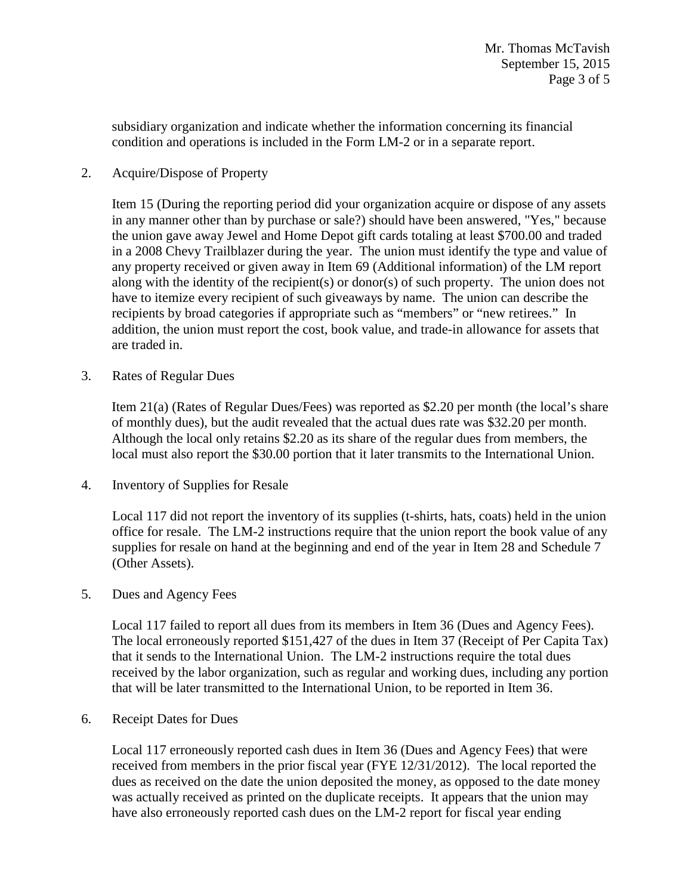subsidiary organization and indicate whether the information concerning its financial condition and operations is included in the Form LM-2 or in a separate report.

2. Acquire/Dispose of Property

   Item 15 (During the reporting period did your organization acquire or dispose of any assets in any manner other than by purchase or sale?) should have been answered, "Yes," because the union gave away Jewel and Home Depot gift cards totaling at least $700.00 and traded in a 2008 Chevy Trailblazer during the year. The union must identify the type and value of any property received or given away in Item 69 (Additional information) of the LM report along with the identity of the recipient(s) or donor(s) of such property. The union does not have to itemize every recipient of such giveaways by name. The union can describe the recipients by broad categories if appropriate such as "members" or "new retirees." In addition, the union must report the cost, book value, and trade-in allowance for assets that are traded in.

3. Rates of Regular Dues

   Item 21(a) (Rates of Regular Dues/Fees) was reported as $2.20 per month (the local's share of monthly dues), but the audit revealed that the actual dues rate was $32.20 per month. Although the local only retains $2.20 as its share of the regular dues from members, the local must also report the $30.00 portion that it later transmits to the International Union.

4. Inventory of Supplies for Resale

   Local 117 did not report the inventory of its supplies (t-shirts, hats, coats) held in the union office for resale. The LM-2 instructions require that the union report the book value of any supplies for resale on hand at the beginning and end of the year in Item 28 and Schedule 7 (Other Assets).

5. Dues and Agency Fees

   Local 117 failed to report all dues from its members in Item 36 (Dues and Agency Fees). The local erroneously reported $151,427 of the dues in Item 37 (Receipt of Per Capita Tax) that it sends to the International Union. The LM-2 instructions require the total dues received by the labor organization, such as regular and working dues, including any portion that will be later transmitted to the International Union, to be reported in Item 36.

6. Receipt Dates for Dues

   Local 117 erroneously reported cash dues in Item 36 (Dues and Agency Fees) that were received from members in the prior fiscal year (FYE 12/31/2012). The local reported the dues as received on the date the union deposited the money, as opposed to the date money was actually received as printed on the duplicate receipts. It appears that the union may have also erroneously reported cash dues on the LM-2 report for fiscal year ending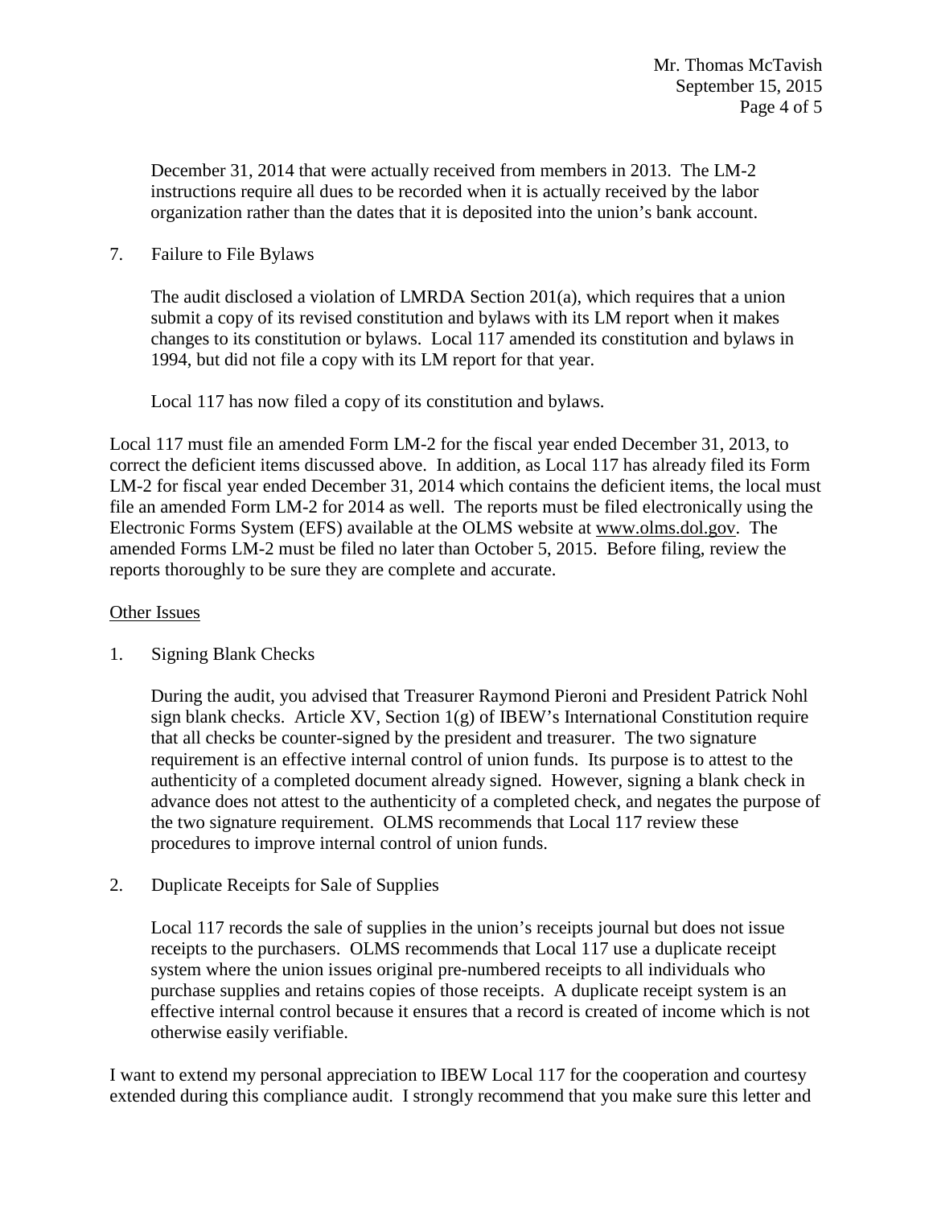December 31, 2014 that were actually received from members in 2013. The LM-2 instructions require all dues to be recorded when it is actually received by the labor organization rather than the dates that it is deposited into the union's bank account.

7. Failure to File Bylaws

   The audit disclosed a violation of LMRDA Section 201(a), which requires that a union submit a copy of its revised constitution and bylaws with its LM report when it makes changes to its constitution or bylaws. Local 117 amended its constitution and bylaws in 1994, but did not file a copy with its LM report for that year.

   Local 117 has now filed a copy of its constitution and bylaws.

Local 117 must file an amended Form LM-2 for the fiscal year ended December 31, 2013, to correct the deficient items discussed above. In addition, as Local 117 has already filed its Form LM-2 for fiscal year ended December 31, 2014 which contains the deficient items, the local must file an amended Form LM-2 for 2014 as well. The reports must be filed electronically using the Electronic Forms System (EFS) available at the OLMS website at www.olms.dol.gov. The amended Forms LM-2 must be filed no later than October 5, 2015. Before filing, review the reports thoroughly to be sure they are complete and accurate.

## Other Issues

1. Signing Blank Checks

   During the audit, you advised that Treasurer Raymond Pieroni and President Patrick Nohl sign blank checks. Article XV, Section 1(g) of IBEW's International Constitution require that all checks be counter-signed by the president and treasurer. The two signature requirement is an effective internal control of union funds. Its purpose is to attest to the authenticity of a completed document already signed. However, signing a blank check in advance does not attest to the authenticity of a completed check, and negates the purpose of the two signature requirement. OLMS recommends that Local 117 review these procedures to improve internal control of union funds.

2. Duplicate Receipts for Sale of Supplies

   Local 117 records the sale of supplies in the union's receipts journal but does not issue receipts to the purchasers. OLMS recommends that Local 117 use a duplicate receipt system where the union issues original pre-numbered receipts to all individuals who purchase supplies and retains copies of those receipts. A duplicate receipt system is an effective internal control because it ensures that a record is created of income which is not otherwise easily verifiable.

I want to extend my personal appreciation to IBEW Local 117 for the cooperation and courtesy extended during this compliance audit. I strongly recommend that you make sure this letter and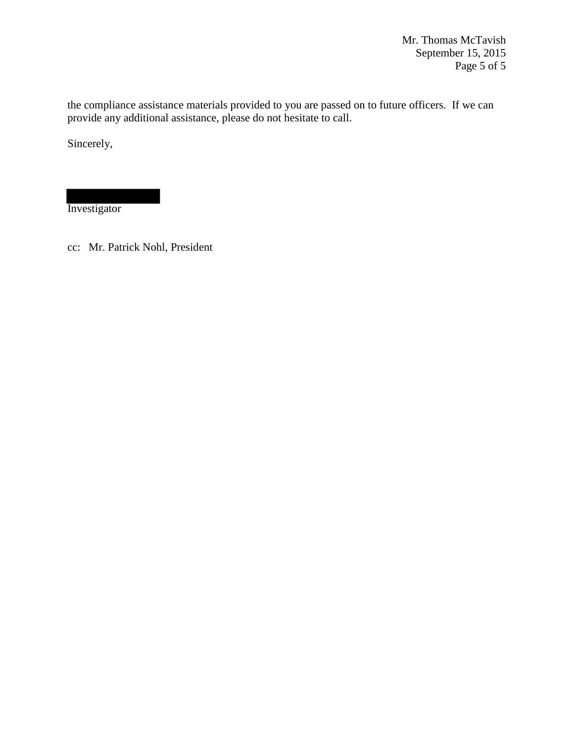the compliance assistance materials provided to you are passed on to future officers. If we can provide any additional assistance, please do not hesitate to call.

Sincerely,

Investigator

cc: Mr. Patrick Nohl, President